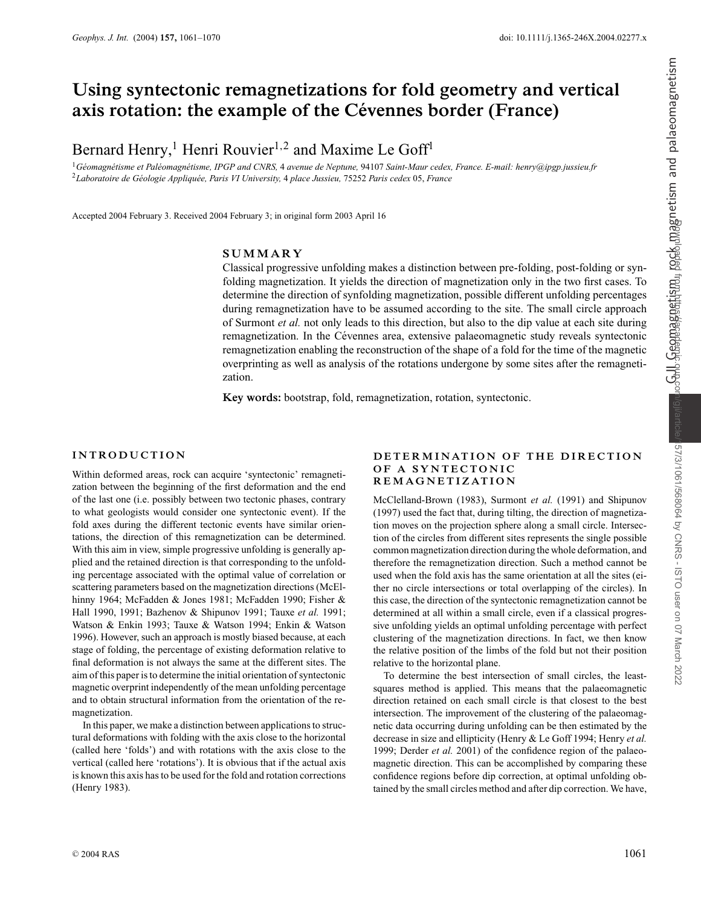# Using syntectonic remagnetizations for fold geometry and vertical axis rotation: the example of the Cévennes border (France)

Bernard Henry,[1] Henri Rouvier[1,2] and Maxime Le Goff[1]

[1] *Géomagnétisme et Paléomagnétisme, IPGP and CNRS,* 4 *avenue de Neptune,* 94107 *Saint-Maur cedex, France. E-mail: henry@ipgp.jussieu.fr*
[2] *Laboratoire de Géologie Appliquée, Paris VI University,* 4 *place Jussieu,* 75252 *Paris cedex* 05, *France*

Accepted 2004 February 3. Received 2004 February 3; in original form 2003 April 16

## SUMMARY

Classical progressive unfolding makes a distinction between pre-folding, post-folding or synfolding magnetization. It yields the direction of magnetization only in the two first cases. To determine the direction of synfolding magnetization, possible different unfolding percentages during remagnetization have to be assumed according to the site. The small circle approach of Surmont *et al.* not only leads to this direction, but also to the dip value at each site during remagnetization. In the Cévennes area, extensive palaeomagnetic study reveals syntectonic remagnetization enabling the reconstruction of the shape of a fold for the time of the magnetic overprinting as well as analysis of the rotations undergone by some sites after the remagnetization.

**Key words:** bootstrap, fold, remagnetization, rotation, syntectonic.

## INTRODUCTION

Within deformed areas, rock can acquire 'syntectonic' remagnetization between the beginning of the first deformation and the end of the last one (i.e. possibly between two tectonic phases, contrary to what geologists would consider one syntectonic event). If the fold axes during the different tectonic events have similar orientations, the direction of this remagnetization can be determined. With this aim in view, simple progressive unfolding is generally applied and the retained direction is that corresponding to the unfolding percentage associated with the optimal value of correlation or scattering parameters based on the magnetization directions (McElhinny 1964; McFadden & Jones 1981; McFadden 1990; Fisher & Hall 1990, 1991; Bazhenov & Shipunov 1991; Tauxe *et al.* 1991; Watson & Enkin 1993; Tauxe & Watson 1994; Enkin & Watson 1996). However, such an approach is mostly biased because, at each stage of folding, the percentage of existing deformation relative to final deformation is not always the same at the different sites. The aim of this paper is to determine the initial orientation of syntectonic magnetic overprint independently of the mean unfolding percentage and to obtain structural information from the orientation of the remagnetization.

In this paper, we make a distinction between applications to structural deformations with folding with the axis close to the horizontal (called here 'folds') and with rotations with the axis close to the vertical (called here 'rotations'). It is obvious that if the actual axis is known this axis has to be used for the fold and rotation corrections (Henry 1983).

## DETERMINATION OF THE DIRECTION OF A SYNTECTONIC REMAGNETIZATION

McClelland-Brown (1983), Surmont *et al.* (1991) and Shipunov (1997) used the fact that, during tilting, the direction of magnetization moves on the projection sphere along a small circle. Intersection of the circles from different sites represents the single possible common magnetization direction during the whole deformation, and therefore the remagnetization direction. Such a method cannot be used when the fold axis has the same orientation at all the sites (either no circle intersections or total overlapping of the circles). In this case, the direction of the syntectonic remagnetization cannot be determined at all within a small circle, even if a classical progressive unfolding yields an optimal unfolding percentage with perfect clustering of the magnetization directions. In fact, we then know the relative position of the limbs of the fold but not their position relative to the horizontal plane.

To determine the best intersection of small circles, the least-squares method is applied. This means that the palaeomagnetic direction retained on each small circle is that closest to the best intersection. The improvement of the clustering of the palaeomagnetic data occurring during unfolding can be then estimated by the decrease in size and ellipticity (Henry & Le Goff 1994; Henry *et al.* 1999; Derder *et al.* 2001) of the confidence region of the palaeomagnetic direction. This can be accomplished by comparing these confidence regions before dip correction, at optimal unfolding obtained by the small circles method and after dip correction. We have,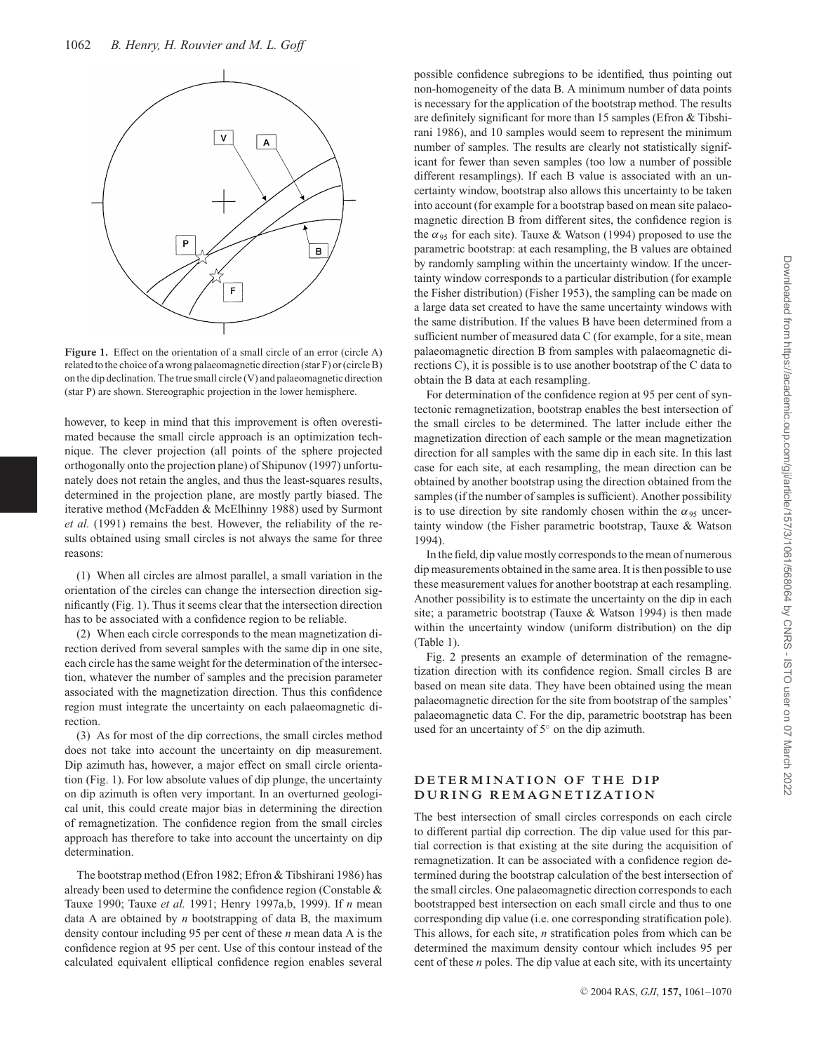Figure 1. Effect on the orientation of a small circle of an error (circle A) related to the choice of a wrong palaeomagnetic direction (star F) or (circle B) on the dip declination. The true small circle (V) and palaeomagnetic direction (star P) are shown. Stereographic projection in the lower hemisphere.

however, to keep in mind that this improvement is often overestimated because the small circle approach is an optimization technique. The clever projection (all points of the sphere projected orthogonally onto the projection plane) of Shipunov (1997) unfortunately does not retain the angles, and thus the least-squares results, determined in the projection plane, are mostly partly biased. The iterative method (McFadden & McElhinny 1988) used by Surmont *et al.* (1991) remains the best. However, the reliability of the results obtained using small circles is not always the same for three reasons:

(1) When all circles are almost parallel, a small variation in the orientation of the circles can change the intersection direction significantly (Fig. 1). Thus it seems clear that the intersection direction has to be associated with a confidence region to be reliable.

(2) When each circle corresponds to the mean magnetization direction derived from several samples with the same dip in one site, each circle has the same weight for the determination of the intersection, whatever the number of samples and the precision parameter associated with the magnetization direction. Thus this confidence region must integrate the uncertainty on each palaeomagnetic direction.

(3) As for most of the dip corrections, the small circles method does not take into account the uncertainty on dip measurement. Dip azimuth has, however, a major effect on small circle orientation (Fig. 1). For low absolute values of dip plunge, the uncertainty on dip azimuth is often very important. In an overturned geological unit, this could create major bias in determining the direction of remagnetization. The confidence region from the small circles approach has therefore to take into account the uncertainty on dip determination.

The bootstrap method (Efron 1982; Efron & Tibshirani 1986) has already been used to determine the confidence region (Constable & Tauxe 1990; Tauxe *et al.* 1991; Henry 1997a,b, 1999). If *n* mean data A are obtained by *n* bootstrapping of data B, the maximum density contour including 95 per cent of these *n* mean data A is the confidence region at 95 per cent. Use of this contour instead of the calculated equivalent elliptical confidence region enables several possible confidence subregions to be identified, thus pointing out non-homogeneity of the data B. A minimum number of data points is necessary for the application of the bootstrap method. The results are definitely significant for more than 15 samples (Efron & Tibshirani 1986), and 10 samples would seem to represent the minimum number of samples. The results are clearly not statistically significant for fewer than seven samples (too low a number of possible different resamplings). If each B value is associated with an uncertainty window, bootstrap also allows this uncertainty to be taken into account (for example for a bootstrap based on mean site palaeomagnetic direction B from different sites, the confidence region is the $\alpha_{95}$ for each site). Tauxe & Watson (1994) proposed to use the parametric bootstrap: at each resampling, the B values are obtained by randomly sampling within the uncertainty window. If the uncertainty window corresponds to a particular distribution (for example the Fisher distribution) (Fisher 1953), the sampling can be made on a large data set created to have the same uncertainty windows with the same distribution. If the values B have been determined from a sufficient number of measured data C (for example, for a site, mean palaeomagnetic direction B from samples with palaeomagnetic directions C), it is possible is to use another bootstrap of the C data to obtain the B data at each resampling.

For determination of the confidence region at 95 per cent of syntectonic remagnetization, bootstrap enables the best intersection of the small circles to be determined. The latter include either the magnetization direction of each sample or the mean magnetization direction for all samples with the same dip in each site. In this last case for each site, at each resampling, the mean direction can be obtained by another bootstrap using the direction obtained from the samples (if the number of samples is sufficient). Another possibility is to use direction by site randomly chosen within the $\alpha_{95}$ uncertainty window (the Fisher parametric bootstrap, Tauxe & Watson 1994).

In the field, dip value mostly corresponds to the mean of numerous dip measurements obtained in the same area. It is then possible to use these measurement values for another bootstrap at each resampling. Another possibility is to estimate the uncertainty on the dip in each site; a parametric bootstrap (Tauxe & Watson 1994) is then made within the uncertainty window (uniform distribution) on the dip (Table 1).

Fig. 2 presents an example of determination of the remagnetization direction with its confidence region. Small circles B are based on mean site data. They have been obtained using the mean palaeomagnetic direction for the site from bootstrap of the samples' palaeomagnetic data C. For the dip, parametric bootstrap has been used for an uncertainty of 5° on the dip azimuth.

## DETERMINATION OF THE DIP DURING REMAGNETIZATION

The best intersection of small circles corresponds on each circle to different partial dip correction. The dip value used for this partial correction is that existing at the site during the acquisition of remagnetization. It can be associated with a confidence region determined during the bootstrap calculation of the best intersection of the small circles. One palaeomagnetic direction corresponds to each bootstrapped best intersection on each small circle and thus to one corresponding dip value (i.e. one corresponding stratification pole). This allows, for each site, *n* stratification poles from which can be determined the maximum density contour which includes 95 per cent of these *n* poles. The dip value at each site, with its uncertainty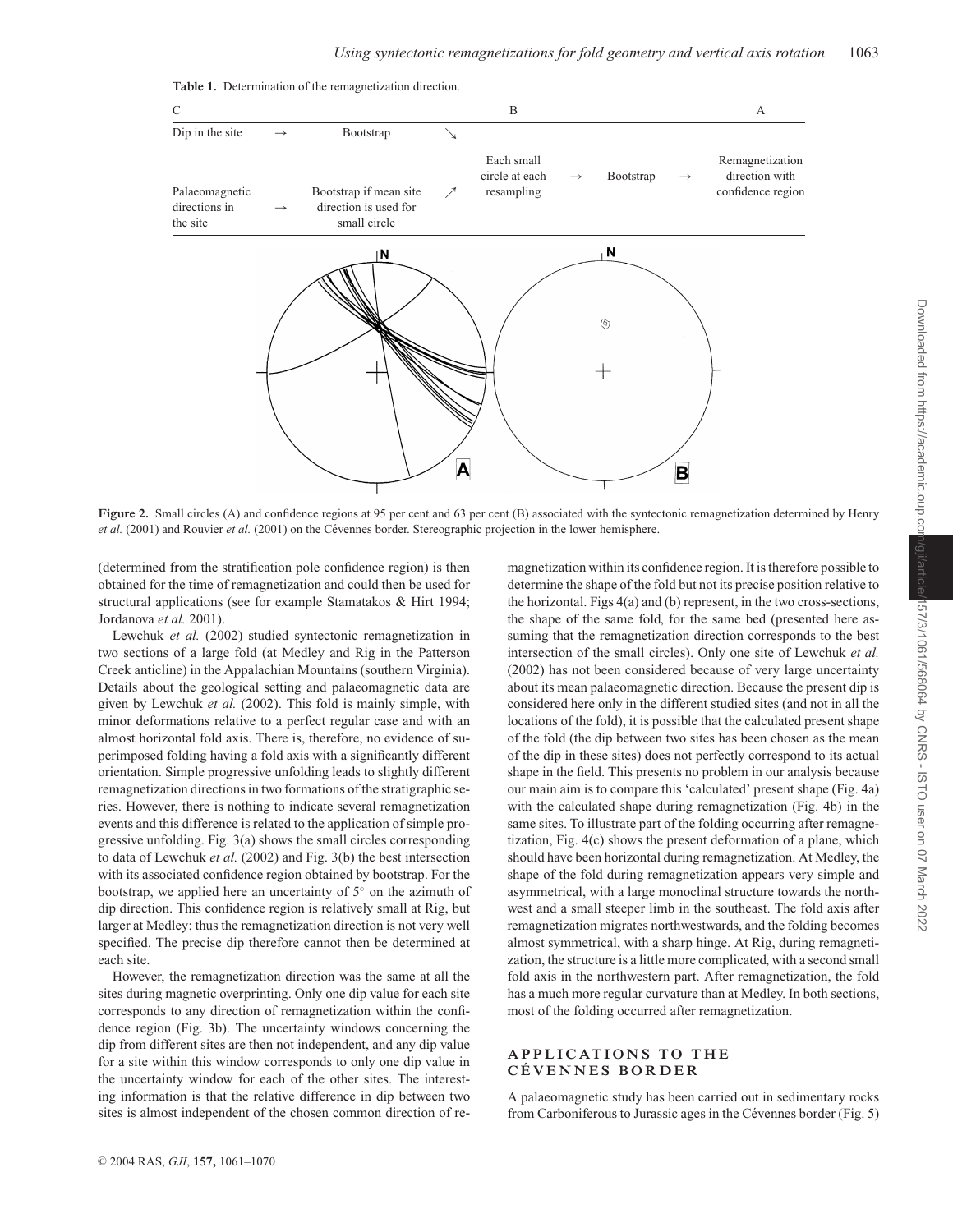**Table 1.** Determination of the remagnetization direction.

| C | | | | B | | | | A |
|---|---|---|---|---|---|---|---|---|
| Dip in the site | → | Bootstrap | ↘ | | | | | |
| Palaeomagnetic directions in the site | → | Bootstrap if mean site direction is used for small circle | ↗ | Each small circle at each resampling | → | Bootstrap | → | Remagnetization direction with confidence region |

**Figure 2.** Small circles (A) and confidence regions at 95 per cent and 63 per cent (B) associated with the syntectonic remagnetization determined by Henry *et al.* (2001) and Rouvier *et al.* (2001) on the Cévennes border. Stereographic projection in the lower hemisphere.

(determined from the stratification pole confidence region) is then obtained for the time of remagnetization and could then be used for structural applications (see for example Stamatakos & Hirt 1994; Jordanova *et al.* 2001).

Lewchuk *et al.* (2002) studied syntectonic remagnetization in two sections of a large fold (at Medley and Rig in the Patterson Creek anticline) in the Appalachian Mountains (southern Virginia). Details about the geological setting and palaeomagnetic data are given by Lewchuk *et al.* (2002). This fold is mainly simple, with minor deformations relative to a perfect regular case and with an almost horizontal fold axis. There is, therefore, no evidence of superimposed folding having a fold axis with a significantly different orientation. Simple progressive unfolding leads to slightly different remagnetization directions in two formations of the stratigraphic series. However, there is nothing to indicate several remagnetization events and this difference is related to the application of simple progressive unfolding. Fig. 3(a) shows the small circles corresponding to data of Lewchuk *et al.* (2002) and Fig. 3(b) the best intersection with its associated confidence region obtained by bootstrap. For the bootstrap, we applied here an uncertainty of $5^\circ$ on the azimuth of dip direction. This confidence region is relatively small at Rig, but larger at Medley: thus the remagnetization direction is not very well specified. The precise dip therefore cannot then be determined at each site.

However, the remagnetization direction was the same at all the sites during magnetic overprinting. Only one dip value for each site corresponds to any direction of remagnetization within the confidence region (Fig. 3b). The uncertainty windows concerning the dip from different sites are then not independent, and any dip value for a site within this window corresponds to only one dip value in the uncertainty window for each of the other sites. The interesting information is that the relative difference in dip between two sites is almost independent of the chosen common direction of remagnetization within its confidence region. It is therefore possible to determine the shape of the fold but not its precise position relative to the horizontal. Figs 4(a) and (b) represent, in the two cross-sections, the shape of the same fold, for the same bed (presented here assuming that the remagnetization direction corresponds to the best intersection of the small circles). Only one site of Lewchuk *et al.* (2002) has not been considered because of very large uncertainty about its mean palaeomagnetic direction. Because the present dip is considered here only in the different studied sites (and not in all the locations of the fold), it is possible that the calculated present shape of the fold (the dip between two sites has been chosen as the mean of the dip in these sites) does not perfectly correspond to its actual shape in the field. This presents no problem in our analysis because our main aim is to compare this 'calculated' present shape (Fig. 4a) with the calculated shape during remagnetization (Fig. 4b) in the same sites. To illustrate part of the folding occurring after remagnetization, Fig. 4(c) shows the present deformation of a plane, which should have been horizontal during remagnetization. At Medley, the shape of the fold during remagnetization appears very simple and asymmetrical, with a large monoclinal structure towards the northwest and a small steeper limb in the southeast. The fold axis after remagnetization migrates northwestwards, and the folding becomes almost symmetrical, with a sharp hinge. At Rig, during remagnetization, the structure is a little more complicated, with a second small fold axis in the northwestern part. After remagnetization, the fold has a much more regular curvature than at Medley. In both sections, most of the folding occurred after remagnetization.

## APPLICATIONS TO THE CÉVENNES BORDER

A palaeomagnetic study has been carried out in sedimentary rocks from Carboniferous to Jurassic ages in the Cévennes border (Fig. 5)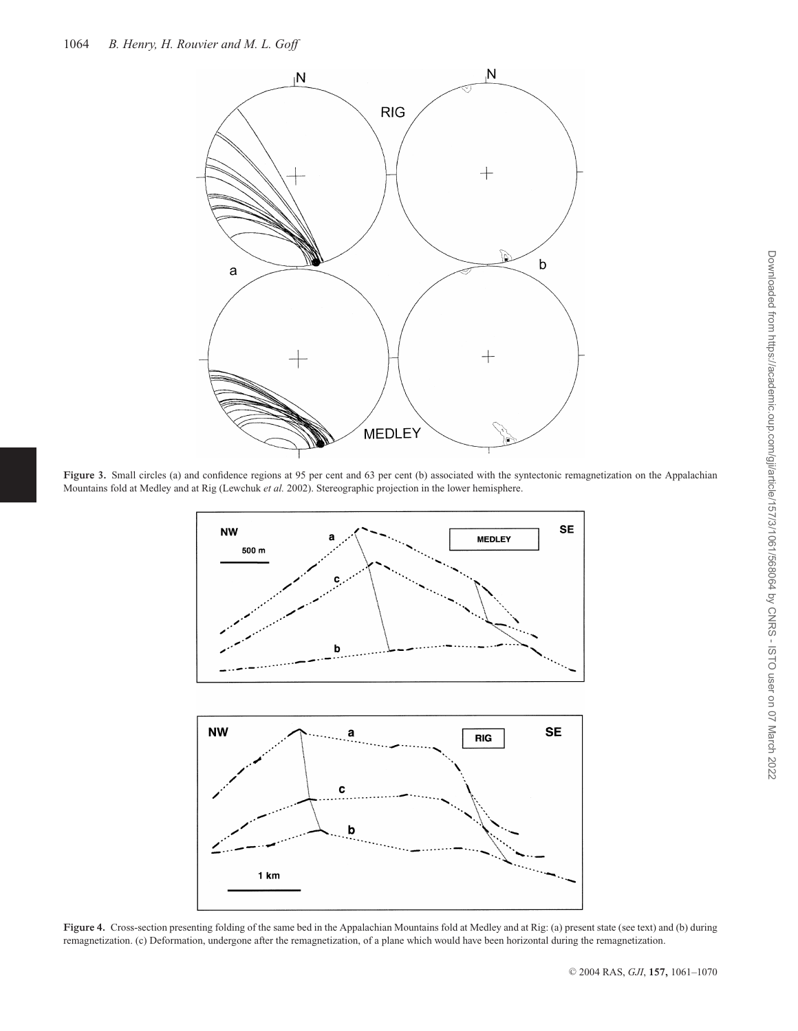**Figure 3.** Small circles (a) and confidence regions at 95 per cent and 63 per cent (b) associated with the syntectonic remagnetization on the Appalachian Mountains fold at Medley and at Rig (Lewchuk *et al.* 2002). Stereographic projection in the lower hemisphere.

**Figure 4.** Cross-section presenting folding of the same bed in the Appalachian Mountains fold at Medley and at Rig: (a) present state (see text) and (b) during remagnetization. (c) Deformation, undergone after the remagnetization, of a plane which would have been horizontal during the remagnetization.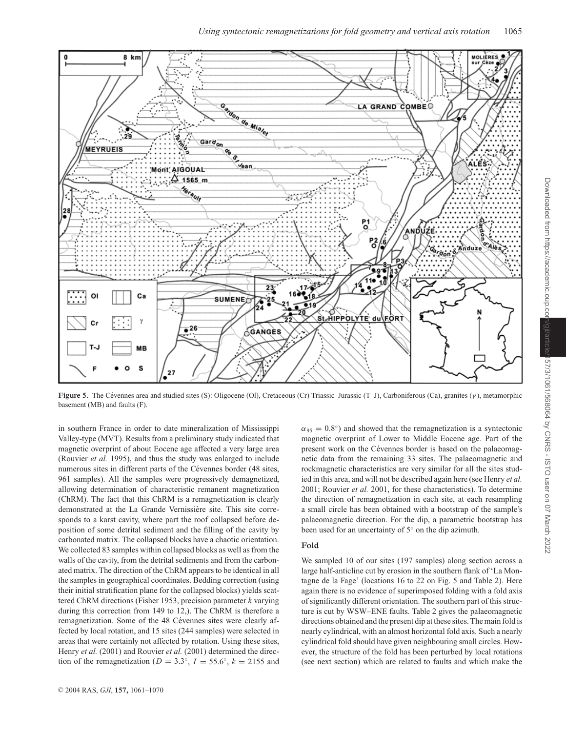**Figure 5.** The Cévennes area and studied sites (S): Oligocene (Ol), Cretaceous (Cr) Triassic–Jurassic (T–J), Carboniferous (Ca), granites ($\gamma$), metamorphic basement (MB) and faults (F).

in southern France in order to date mineralization of Mississippi Valley-type (MVT). Results from a preliminary study indicated that magnetic overprint of about Eocene age affected a very large area (Rouvier *et al.* 1995), and thus the study was enlarged to include numerous sites in different parts of the Cévennes border (48 sites, 961 samples). All the samples were progressively demagnetized, allowing determination of characteristic remanent magnetization (ChRM). The fact that this ChRM is a remagnetization is clearly demonstrated at the La Grande Vernissière site. This site corresponds to a karst cavity, where part the roof collapsed before deposition of some detrital sediment and the filling of the cavity by carbonated matrix. The collapsed blocks have a chaotic orientation. We collected 83 samples within collapsed blocks as well as from the walls of the cavity, from the detrital sediments and from the carbonated matrix. The direction of the ChRM appears to be identical in all the samples in geographical coordinates. Bedding correction (using their initial stratification plane for the collapsed blocks) yields scattered ChRM directions (Fisher 1953, precision parameter *k* varying during this correction from 149 to 12,). The ChRM is therefore a remagnetization. Some of the 48 Cévennes sites were clearly affected by local rotation, and 15 sites (244 samples) were selected in areas that were certainly not affected by rotation. Using these sites, Henry *et al.* (2001) and Rouvier *et al.* (2001) determined the direction of the remagnetization ($D = 3.3°$, $I = 55.6°$, $k = 2155$ and $\alpha_{95} = 0.8°$) and showed that the remagnetization is a syntectonic magnetic overprint of Lower to Middle Eocene age. Part of the present work on the Cévennes border is based on the palaeomagnetic data from the remaining 33 sites. The palaeomagnetic and rockmagnetic characteristics are very similar for all the sites studied in this area, and will not be described again here (see Henry *et al.* 2001; Rouvier *et al.* 2001, for these characteristics). To determine the direction of remagnetization in each site, at each resampling a small circle has been obtained with a bootstrap of the sample's palaeomagnetic direction. For the dip, a parametric bootstrap has been used for an uncertainty of 5° on the dip azimuth.

### Fold

We sampled 10 of our sites (197 samples) along section across a large half-anticline cut by erosion in the southern flank of 'La Montagne de la Fage' (locations 16 to 22 on Fig. 5 and Table 2). Here again there is no evidence of superimposed folding with a fold axis of significantly different orientation. The southern part of this structure is cut by WSW–ENE faults. Table 2 gives the palaeomagnetic directions obtained and the present dip at these sites. The main fold is nearly cylindrical, with an almost horizontal fold axis. Such a nearly cylindrical fold should have given neighbouring small circles. However, the structure of the fold has been perturbed by local rotations (see next section) which are related to faults and which make the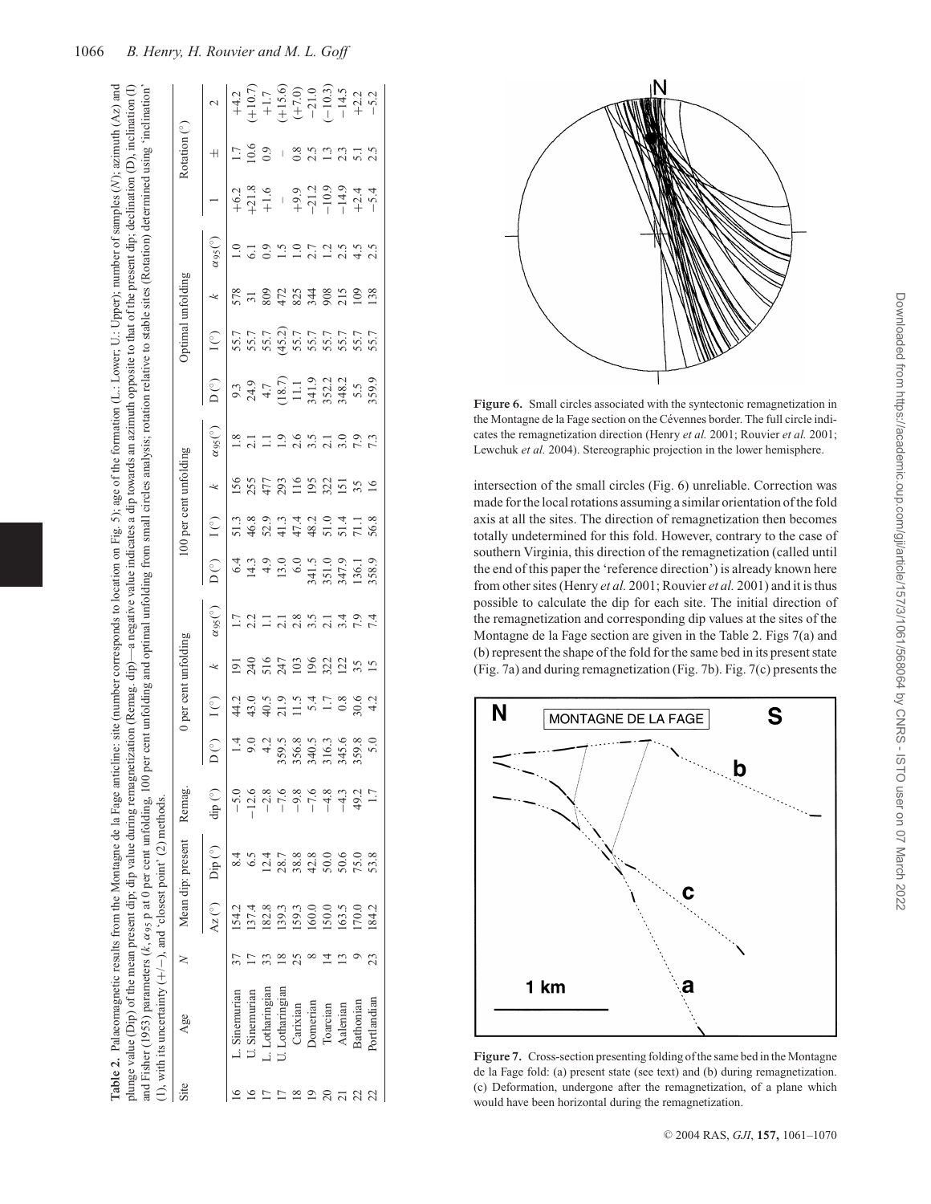**Table 2.** Palaeomagnetic results from the Montagne de la Fage anticline: site (number corresponds to location on Fig. 5); age of the formation (L.: Lower; U.: Upper); number of samples (*N*); azimuth (Az) and plunge value (Dip) of the mean present dip; dip value during remagnetization (Remag. dip)—a negative value indicates a dip towards an azimuth opposite to that of the present dip; declination (D), inclination (I) and Fisher (1953) parameters (*k*, $\alpha_{95}$ p at 0 per cent unfolding, 100 per cent unfolding and optimal unfolding from small circles analysis; rotation relative to stable sites (Rotation) determined using 'inclination' (1), with its uncertainty (+/−), and 'closest point' (2) methods.

| Site | Age | N | Mean dip: present | | Remag. | 0 per cent unfolding | | | | 100 per cent unfolding | | | | Optimal unfolding | | | | Rotation (°) | | |
|---|---|---|---|---|---|---|---|---|---|---|---|---|---|---|---|---|---|---|---|---|
| | | | Az (°) | Dip (°) | dip (°) | D (°) | I (°) | k | $\alpha_{95}$(°) | D (°) | I (°) | k | $\alpha_{95}$(°) | D (°) | I (°) | k | $\alpha_{95}$(°) | 1 | ± | 2 |
| 16 | L. Sinemurian | 37 | 154.2 | 8.4 | −5.0 | 1.4 | 44.2 | 191 | 1.7 | 6.4 | 51.3 | 156 | 1.8 | 9.3 | 55.7 | 578 | 1.0 | +6.2 | 1.7 | +4.2 |
| 16 | U. Sinemurian | 17 | 137.4 | 6.5 | −12.6 | 9.0 | 43.0 | 240 | 2.2 | 14.3 | 46.8 | 255 | 2.1 | 24.9 | 55.7 | 31 | 6.1 | +21.8 | 10.6 | (+10.7) |
| 17 | L. Lotharingian | 33 | 182.8 | 12.4 | −2.8 | 4.2 | 40.5 | 516 | 1.1 | 4.9 | 52.9 | 477 | 1.1 | 4.7 | 55.7 | 809 | 0.9 | +1.6 | 0.9 | +1.7 |
| 17 | U. Lotharingian | 18 | 139.3 | 28.7 | −7.6 | 359.5 | 21.9 | 247 | 2.1 | 13.0 | 41.3 | 293 | 1.9 | (18.7) | (45.2) | 472 | 1.5 | – | – | (+15.6) |
| 18 | Carixian | 25 | 159.3 | 38.8 | −9.8 | 356.8 | 11.5 | 103 | 2.8 | 6.0 | 47.4 | 116 | 2.6 | 11.1 | 55.7 | 825 | 1.0 | +9.9 | 0.8 | (+7.0) |
| 19 | Domerian | 8 | 160.0 | 42.8 | −7.6 | 340.5 | 5.4 | 196 | 3.5 | 341.5 | 48.2 | 195 | 3.5 | 341.9 | 55.7 | 344 | 2.7 | −21.2 | 2.5 | −21.0 |
| 20 | Toarcian | 14 | 150.0 | 50.0 | −4.8 | 316.3 | 1.7 | 322 | 2.1 | 351.0 | 51.0 | 322 | 2.1 | 352.2 | 55.7 | 908 | 1.2 | −10.9 | 1.3 | (−10.3) |
| 21 | Aalenian | 13 | 163.5 | 50.6 | −4.3 | 345.6 | 0.8 | 122 | 3.4 | 347.9 | 51.4 | 151 | 3.0 | 348.2 | 55.7 | 215 | 2.5 | −14.9 | 2.3 | −14.5 |
| 22 | Bathonian | 9 | 170.0 | 75.0 | 49.2 | 359.8 | 30.6 | 35 | 7.9 | 136.1 | 71.1 | 35 | 7.9 | 5.5 | 55.7 | 109 | 4.5 | +2.4 | 5.1 | +2.2 |
| 22 | Portlandian | 23 | 184.2 | 53.8 | 1.7 | 5.0 | 4.2 | 15 | 7.4 | 358.9 | 56.8 | 16 | 7.3 | 359.9 | 55.7 | 138 | 2.5 | −5.4 | 2.5 | −5.2 |

**Figure 6.** Small circles associated with the syntectonic remagnetization in the Montagne de la Fage section on the Cévennes border. The full circle indicates the remagnetization direction (Henry *et al.* 2001; Rouvier *et al.* 2001; Lewchuk *et al.* 2004). Stereographic projection in the lower hemisphere.

intersection of the small circles (Fig. 6) unreliable. Correction was made for the local rotations assuming a similar orientation of the fold axis at all the sites. The direction of remagnetization then becomes totally undetermined for this fold. However, contrary to the case of southern Virginia, this direction of the remagnetization (called until the end of this paper the 'reference direction') is already known here from other sites (Henry *et al.* 2001; Rouvier *et al.* 2001) and it is thus possible to calculate the dip for each site. The initial direction of the remagnetization and corresponding dip values at the sites of the Montagne de la Fage section are given in the Table 2. Figs 7(a) and (b) represent the shape of the fold for the same bed in its present state (Fig. 7a) and during remagnetization (Fig. 7b). Fig. 7(c) presents the

**Figure 7.** Cross-section presenting folding of the same bed in the Montagne de la Fage fold: (a) present state (see text) and (b) during remagnetization. (c) Deformation, undergone after the remagnetization, of a plane which would have been horizontal during the remagnetization.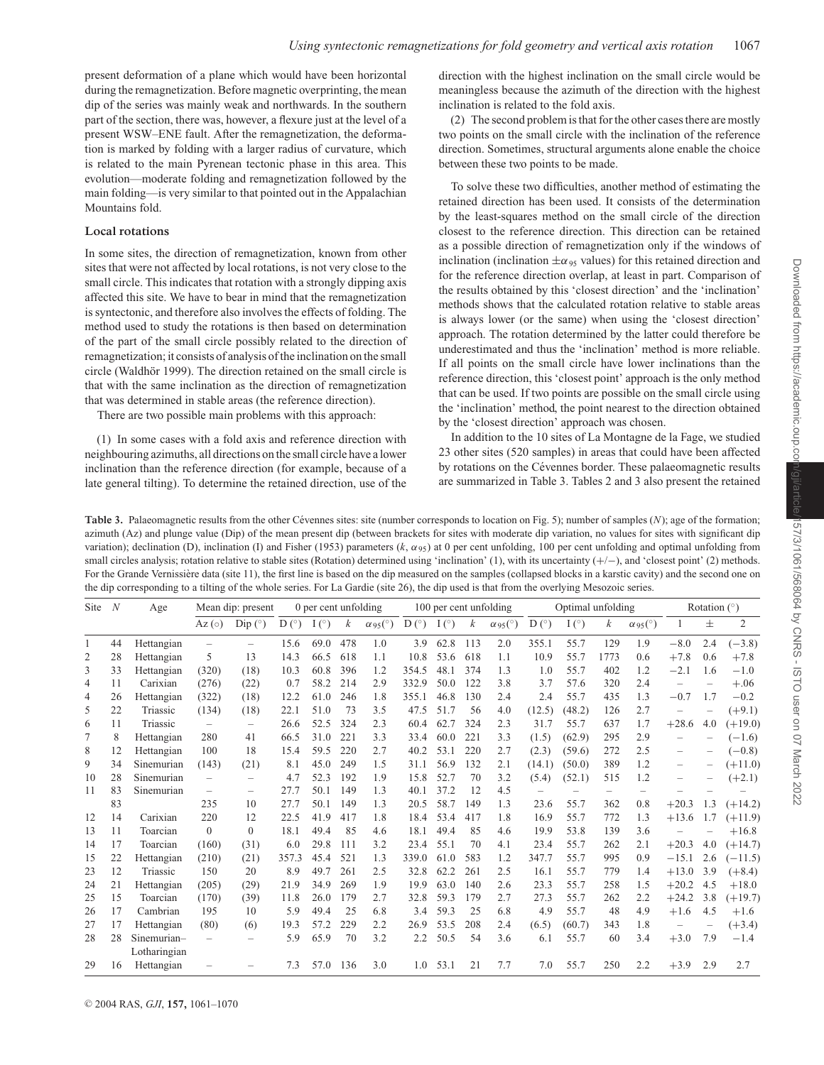present deformation of a plane which would have been horizontal during the remagnetization. Before magnetic overprinting, the mean dip of the series was mainly weak and northwards. In the southern part of the section, there was, however, a flexure just at the level of a present WSW–ENE fault. After the remagnetization, the deformation is marked by folding with a larger radius of curvature, which is related to the main Pyrenean tectonic phase in this area. This evolution—moderate folding and remagnetization followed by the main folding—is very similar to that pointed out in the Appalachian Mountains fold.

### Local rotations

In some sites, the direction of remagnetization, known from other sites that were not affected by local rotations, is not very close to the small circle. This indicates that rotation with a strongly dipping axis affected this site. We have to bear in mind that the remagnetization is syntectonic, and therefore also involves the effects of folding. The method used to study the rotations is then based on determination of the part of the small circle possibly related to the direction of remagnetization; it consists of analysis of the inclination on the small circle (Waldhör 1999). The direction retained on the small circle is that with the same inclination as the direction of remagnetization that was determined in stable areas (the reference direction).

There are two possible main problems with this approach:

(1) In some cases with a fold axis and reference direction with neighbouring azimuths, all directions on the small circle have a lower inclination than the reference direction (for example, because of a late general tilting). To determine the retained direction, use of the direction with the highest inclination on the small circle would be meaningless because the azimuth of the direction with the highest inclination is related to the fold axis.

(2) The second problem is that for the other cases there are mostly two points on the small circle with the inclination of the reference direction. Sometimes, structural arguments alone enable the choice between these two points to be made.

To solve these two difficulties, another method of estimating the retained direction has been used. It consists of the determination by the least-squares method on the small circle of the direction closest to the reference direction. This direction can be retained as a possible direction of remagnetization only if the windows of inclination (inclination $\pm\alpha_{95}$ values) for this retained direction and for the reference direction overlap, at least in part. Comparison of the results obtained by this 'closest direction' and the 'inclination' methods shows that the calculated rotation relative to stable areas is always lower (or the same) when using the 'closest direction' approach. The rotation determined by the latter could therefore be underestimated and thus the 'inclination' method is more reliable. If all points on the small circle have lower inclinations than the reference direction, this 'closest point' approach is the only method that can be used. If two points are possible on the small circle using the 'inclination' method, the point nearest to the direction obtained by the 'closest direction' approach was chosen.

In addition to the 10 sites of La Montagne de la Fage, we studied 23 other sites (520 samples) in areas that could have been affected by rotations on the Cévennes border. These palaeomagnetic results are summarized in Table 3. Tables 2 and 3 also present the retained

**Table 3.** Palaeomagnetic results from the other Cévennes sites: site (number corresponds to location on Fig. 5); number of samples ($N$); age of the formation; azimuth (Az) and plunge value (Dip) of the mean present dip (between brackets for sites with moderate dip variation, no values for sites with significant dip variation); declination (D), inclination (I) and Fisher (1953) parameters ($k$, $\alpha_{95}$) at 0 per cent unfolding, 100 per cent unfolding and optimal unfolding from small circles analysis; rotation relative to stable sites (Rotation) determined using 'inclination' (1), with its uncertainty (+/−), and 'closest point' (2) methods. For the Grande Vernissière data (site 11), the first line is based on the dip measured on the samples (collapsed blocks in a karstic cavity) and the second one on the dip corresponding to a tilting of the whole series. For La Gardie (site 26), the dip used is that from the overlying Mesozoic series.

| Site | $N$ | Age | Mean dip: present | | 0 per cent unfolding | | | | 100 per cent unfolding | | | | Optimal unfolding | | | | Rotation (°) | | |
|---|---|---|---|---|---|---|---|---|---|---|---|---|---|---|---|---|---|---|---|
| | | | Az (○) | Dip (°) | D (°) | I (°) | $k$ | $\alpha_{95}$(°) | D (°) | I (°) | $k$ | $\alpha_{95}$(°) | D (°) | I (°) | $k$ | $\alpha_{95}$(°) | 1 | ± | 2 |
| 1 | 44 | Hettangian | – | – | 15.6 | 69.0 | 478 | 1.0 | 3.9 | 62.8 | 113 | 2.0 | 355.1 | 55.7 | 129 | 1.9 | −8.0 | 2.4 | (−3.8) |
| 2 | 28 | Hettangian | 5 | 13 | 14.3 | 66.5 | 618 | 1.1 | 10.8 | 53.6 | 618 | 1.1 | 10.9 | 55.7 | 1773 | 0.6 | +7.8 | 0.6 | +7.8 |
| 3 | 33 | Hettangian | (320) | (18) | 10.3 | 60.8 | 396 | 1.2 | 354.5 | 48.1 | 374 | 1.3 | 1.0 | 55.7 | 402 | 1.2 | −2.1 | 1.6 | −1.0 |
| 4 | 11 | Carixian | (276) | (22) | 0.7 | 58.2 | 214 | 2.9 | 332.9 | 50.0 | 122 | 3.8 | 3.7 | 57.6 | 320 | 2.4 | – | – | +.06 |
| 4 | 26 | Hettangian | (322) | (18) | 12.2 | 61.0 | 246 | 1.8 | 355.1 | 46.8 | 130 | 2.4 | 2.4 | 55.7 | 435 | 1.3 | −0.7 | 1.7 | −0.2 |
| 5 | 22 | Triassic | (134) | (18) | 22.1 | 51.0 | 73 | 3.5 | 47.5 | 51.7 | 56 | 4.0 | (12.5) | (48.2) | 126 | 2.7 | – | – | (+9.1) |
| 6 | 11 | Triassic | – | – | 26.6 | 52.5 | 324 | 2.3 | 60.4 | 62.7 | 324 | 2.3 | 31.7 | 55.7 | 637 | 1.7 | +28.6 | 4.0 | (+19.0) |
| 7 | 8 | Hettangian | 280 | 41 | 66.5 | 31.0 | 221 | 3.3 | 33.4 | 60.0 | 221 | 3.3 | (1.5) | (62.9) | 295 | 2.9 | – | – | (−1.6) |
| 8 | 12 | Hettangian | 100 | 18 | 15.4 | 59.5 | 220 | 2.7 | 40.2 | 53.1 | 220 | 2.7 | (2.3) | (59.6) | 272 | 2.5 | – | – | (−0.8) |
| 9 | 34 | Sinemurian | (143) | (21) | 8.1 | 45.0 | 249 | 1.5 | 31.1 | 56.9 | 132 | 2.1 | (14.1) | (50.0) | 389 | 1.2 | – | – | (+11.0) |
| 10 | 28 | Sinemurian | – | – | 4.7 | 52.3 | 192 | 1.9 | 15.8 | 52.7 | 70 | 3.2 | (5.4) | (52.1) | 515 | 1.2 | – | – | (+2.1) |
| 11 | 83 | Sinemurian | – | – | 27.7 | 50.1 | 149 | 1.3 | 40.1 | 37.2 | 12 | 4.5 | – | – | – | – | – | – | – |
| | 83 | | 235 | 10 | 27.7 | 50.1 | 149 | 1.3 | 20.5 | 58.7 | 149 | 1.3 | 23.6 | 55.7 | 362 | 0.8 | +20.3 | 1.3 | (+14.2) |
| 12 | 14 | Carixian | 220 | 12 | 22.5 | 41.9 | 417 | 1.8 | 18.4 | 53.4 | 417 | 1.8 | 16.9 | 55.7 | 772 | 1.3 | +13.6 | 1.7 | (+11.9) |
| 13 | 11 | Toarcian | 0 | 0 | 18.1 | 49.4 | 85 | 4.6 | 18.1 | 49.4 | 85 | 4.6 | 19.9 | 53.8 | 139 | 3.6 | – | – | +16.8 |
| 14 | 17 | Toarcian | (160) | (31) | 6.0 | 29.8 | 111 | 3.2 | 23.4 | 55.1 | 70 | 4.1 | 23.4 | 55.7 | 262 | 2.1 | +20.3 | 4.0 | (+14.7) |
| 15 | 22 | Hettangian | (210) | (21) | 357.3 | 45.4 | 521 | 1.3 | 339.0 | 61.0 | 583 | 1.2 | 347.7 | 55.7 | 995 | 0.9 | −15.1 | 2.6 | (−11.5) |
| 23 | 12 | Triassic | 150 | 20 | 8.9 | 49.7 | 261 | 2.5 | 32.8 | 62.2 | 261 | 2.5 | 16.1 | 55.7 | 779 | 1.4 | +13.0 | 3.9 | (+8.4) |
| 24 | 21 | Hettangian | (205) | (29) | 21.9 | 34.9 | 269 | 1.9 | 19.9 | 63.0 | 140 | 2.6 | 23.3 | 55.7 | 258 | 1.5 | +20.2 | 4.5 | +18.0 |
| 25 | 15 | Toarcian | (170) | (39) | 11.8 | 26.0 | 179 | 2.7 | 32.8 | 59.3 | 179 | 2.7 | 27.3 | 55.7 | 262 | 2.2 | +24.2 | 3.8 | (+19.7) |
| 26 | 17 | Cambrian | 195 | 10 | 5.9 | 49.4 | 25 | 6.8 | 3.4 | 59.3 | 25 | 6.8 | 4.9 | 55.7 | 48 | 4.9 | +1.6 | 4.5 | +1.6 |
| 27 | 17 | Hettangian | (80) | (6) | 19.3 | 57.2 | 229 | 2.2 | 26.9 | 53.5 | 208 | 2.4 | (6.5) | (60.7) | 343 | 1.8 | – | – | (+3.4) |
| 28 | 28 | Sinemurian–Lotharingian | – | – | 5.9 | 65.9 | 70 | 3.2 | 2.2 | 50.5 | 54 | 3.6 | 6.1 | 55.7 | 60 | 3.4 | +3.0 | 7.9 | −1.4 |
| 29 | 16 | Hettangian | – | – | 7.3 | 57.0 | 136 | 3.0 | 1.0 | 53.1 | 21 | 7.7 | 7.0 | 55.7 | 250 | 2.2 | +3.9 | 2.9 | 2.7 |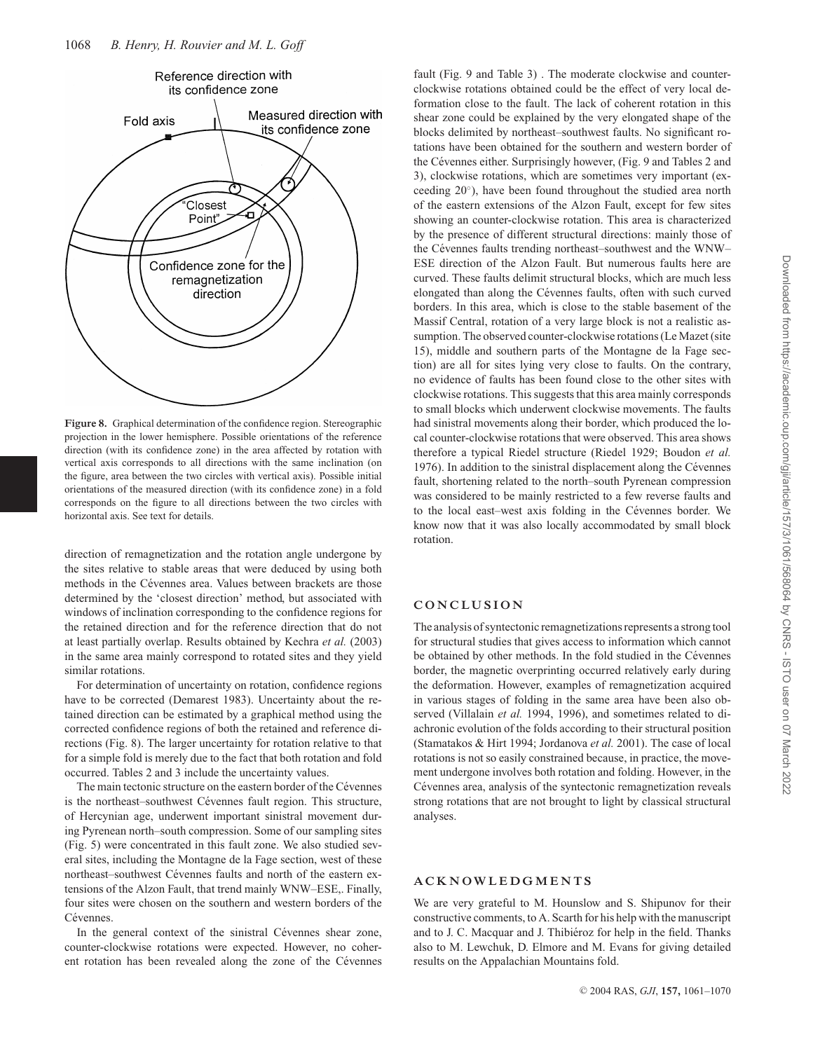Figure 8. Graphical determination of the confidence region. Stereographic projection in the lower hemisphere. Possible orientations of the reference direction (with its confidence zone) in the area affected by rotation with vertical axis corresponds to all directions with the same inclination (on the figure, area between the two circles with vertical axis). Possible initial orientations of the measured direction (with its confidence zone) in a fold corresponds on the figure to all directions between the two circles with horizontal axis. See text for details.

direction of remagnetization and the rotation angle undergone by the sites relative to stable areas that were deduced by using both methods in the Cévennes area. Values between brackets are those determined by the 'closest direction' method, but associated with windows of inclination corresponding to the confidence regions for the retained direction and for the reference direction that do not at least partially overlap. Results obtained by Kechra *et al.* (2003) in the same area mainly correspond to rotated sites and they yield similar rotations.

For determination of uncertainty on rotation, confidence regions have to be corrected (Demarest 1983). Uncertainty about the retained direction can be estimated by a graphical method using the corrected confidence regions of both the retained and reference directions (Fig. 8). The larger uncertainty for rotation relative to that for a simple fold is merely due to the fact that both rotation and fold occurred. Tables 2 and 3 include the uncertainty values.

The main tectonic structure on the eastern border of the Cévennes is the northeast–southwest Cévennes fault region. This structure, of Hercynian age, underwent important sinistral movement during Pyrenean north–south compression. Some of our sampling sites (Fig. 5) were concentrated in this fault zone. We also studied several sites, including the Montagne de la Fage section, west of these northeast–southwest Cévennes faults and north of the eastern extensions of the Alzon Fault, that trend mainly WNW–ESE,. Finally, four sites were chosen on the southern and western borders of the Cévennes.

In the general context of the sinistral Cévennes shear zone, counter-clockwise rotations were expected. However, no coherent rotation has been revealed along the zone of the Cévennes fault (Fig. 9 and Table 3) . The moderate clockwise and counter-clockwise rotations obtained could be the effect of very local deformation close to the fault. The lack of coherent rotation in this shear zone could be explained by the very elongated shape of the blocks delimited by northeast–southwest faults. No significant rotations have been obtained for the southern and western border of the Cévennes either. Surprisingly however, (Fig. 9 and Tables 2 and 3), clockwise rotations, which are sometimes very important (exceeding 20°), have been found throughout the studied area north of the eastern extensions of the Alzon Fault, except for few sites showing an counter-clockwise rotation. This area is characterized by the presence of different structural directions: mainly those of the Cévennes faults trending northeast–southwest and the WNW–ESE direction of the Alzon Fault. But numerous faults here are curved. These faults delimit structural blocks, which are much less elongated than along the Cévennes faults, often with such curved borders. In this area, which is close to the stable basement of the Massif Central, rotation of a very large block is not a realistic assumption. The observed counter-clockwise rotations (Le Mazet (site 15), middle and southern parts of the Montagne de la Fage section) are all for sites lying very close to faults. On the contrary, no evidence of faults has been found close to the other sites with clockwise rotations. This suggests that this area mainly corresponds to small blocks which underwent clockwise movements. The faults had sinistral movements along their border, which produced the local counter-clockwise rotations that were observed. This area shows therefore a typical Riedel structure (Riedel 1929; Boudon *et al.* 1976). In addition to the sinistral displacement along the Cévennes fault, shortening related to the north–south Pyrenean compression was considered to be mainly restricted to a few reverse faults and to the local east–west axis folding in the Cévennes border. We know now that it was also locally accommodated by small block rotation.

## CONCLUSION

The analysis of syntectonic remagnetizations represents a strong tool for structural studies that gives access to information which cannot be obtained by other methods. In the fold studied in the Cévennes border, the magnetic overprinting occurred relatively early during the deformation. However, examples of remagnetization acquired in various stages of folding in the same area have been also observed (Villalain *et al.* 1994, 1996), and sometimes related to diachronic evolution of the folds according to their structural position (Stamatakos & Hirt 1994; Jordanova *et al.* 2001). The case of local rotations is not so easily constrained because, in practice, the movement undergone involves both rotation and folding. However, in the Cévennes area, analysis of the syntectonic remagnetization reveals strong rotations that are not brought to light by classical structural analyses.

## ACKNOWLEDGMENTS

We are very grateful to M. Hounslow and S. Shipunov for their constructive comments, to A. Scarth for his help with the manuscript and to J. C. Macquar and J. Thibiéroz for help in the field. Thanks also to M. Lewchuk, D. Elmore and M. Evans for giving detailed results on the Appalachian Mountains fold.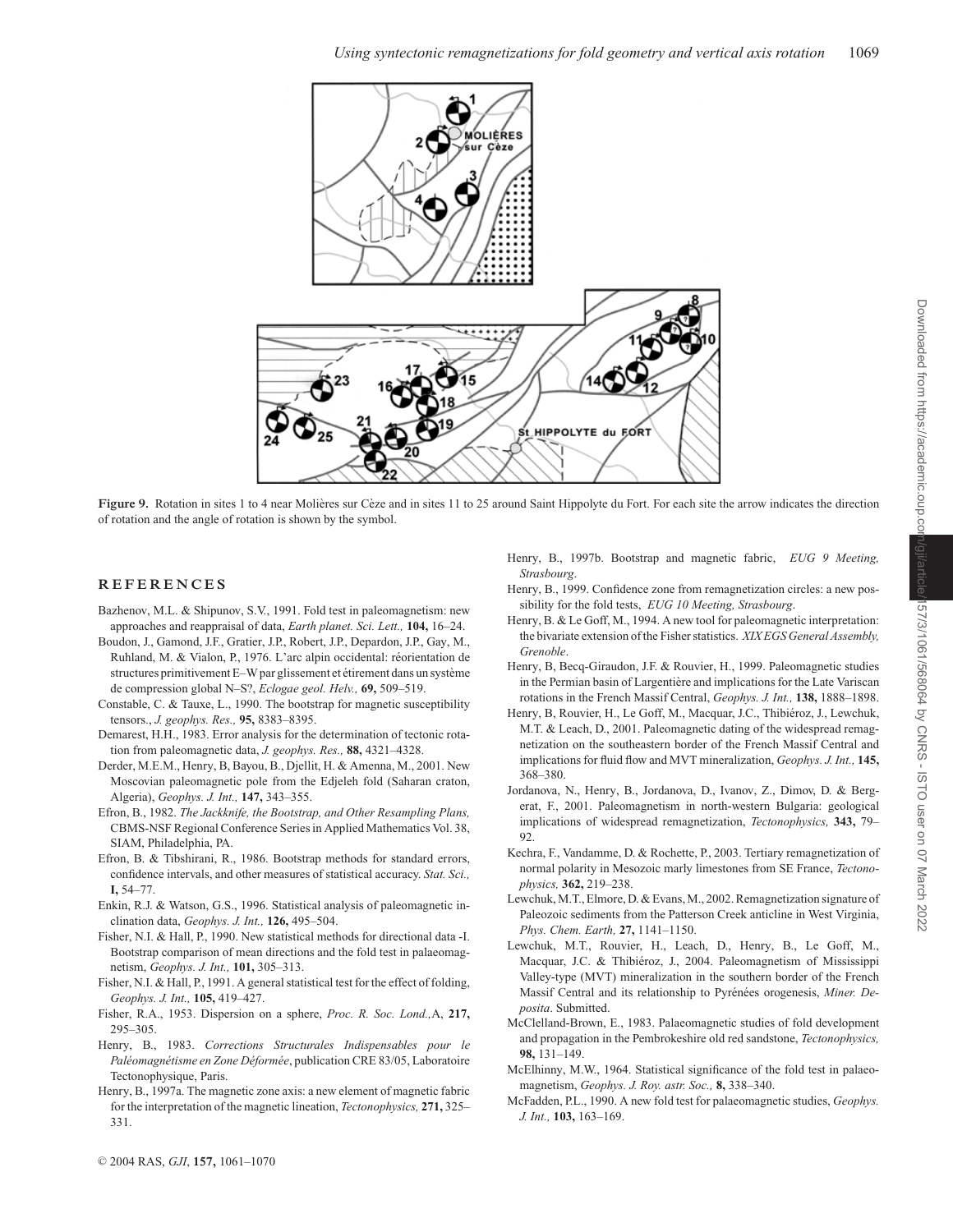**Figure 9.** Rotation in sites 1 to 4 near Molières sur Cèze and in sites 11 to 25 around Saint Hippolyte du Fort. For each site the arrow indicates the direction of rotation and the angle of rotation is shown by the symbol.

## REFERENCES

Bazhenov, M.L. & Shipunov, S.V., 1991. Fold test in paleomagnetism: new approaches and reappraisal of data, *Earth planet. Sci. Lett.,* **104,** 16–24.

Boudon, J., Gamond, J.F., Gratier, J.P., Robert, J.P., Depardon, J.P., Gay, M., Ruhland, M. & Vialon, P., 1976. L'arc alpin occidental: réorientation de structures primitivement E–W par glissement et étirement dans un système de compression global N–S?, *Eclogae geol. Helv.,* **69,** 509–519.

Constable, C. & Tauxe, L., 1990. The bootstrap for magnetic susceptibility tensors., *J. geophys. Res.,* **95,** 8383–8395.

Demarest, H.H., 1983. Error analysis for the determination of tectonic rotation from paleomagnetic data, *J. geophys. Res.,* **88,** 4321–4328.

Derder, M.E.M., Henry, B, Bayou, B., Djellit, H. & Amenna, M., 2001. New Moscovian paleomagnetic pole from the Edjeleh fold (Saharan craton, Algeria), *Geophys. J. Int.,* **147,** 343–355.

Efron, B., 1982. *The Jackknife, the Bootstrap, and Other Resampling Plans,* CBMS-NSF Regional Conference Series in Applied Mathematics Vol. 38, SIAM, Philadelphia, PA.

Efron, B. & Tibshirani, R., 1986. Bootstrap methods for standard errors, confidence intervals, and other measures of statistical accuracy. *Stat. Sci.,* **I,** 54–77.

Enkin, R.J. & Watson, G.S., 1996. Statistical analysis of paleomagnetic inclination data, *Geophys. J. Int.,* **126,** 495–504.

Fisher, N.I. & Hall, P., 1990. New statistical methods for directional data -I. Bootstrap comparison of mean directions and the fold test in palaeomagnetism, *Geophys. J. Int.,* **101,** 305–313.

Fisher, N.I. & Hall, P., 1991. A general statistical test for the effect of folding, *Geophys. J. Int.,* **105,** 419–427.

Fisher, R.A., 1953. Dispersion on a sphere, *Proc. R. Soc. Lond.,*A, **217,** 295–305.

Henry, B., 1983. *Corrections Structurales Indispensables pour le Paléomagnétisme en Zone Déformée*, publication CRE 83/05, Laboratoire Tectonophysique, Paris.

Henry, B., 1997a. The magnetic zone axis: a new element of magnetic fabric for the interpretation of the magnetic lineation, *Tectonophysics,* **271,** 325–331.

Henry, B., 1997b. Bootstrap and magnetic fabric, *EUG 9 Meeting, Strasbourg*.

Henry, B., 1999. Confidence zone from remagnetization circles: a new possibility for the fold tests, *EUG 10 Meeting, Strasbourg*.

Henry, B. & Le Goff, M., 1994. A new tool for paleomagnetic interpretation: the bivariate extension of the Fisher statistics. *XIX EGS General Assembly, Grenoble*.

Henry, B, Becq-Giraudon, J.F. & Rouvier, H., 1999. Paleomagnetic studies in the Permian basin of Largentière and implications for the Late Variscan rotations in the French Massif Central, *Geophys. J. Int.,* **138,** 1888–1898.

Henry, B, Rouvier, H., Le Goff, M., Macquar, J.C., Thibiéroz, J., Lewchuk, M.T. & Leach, D., 2001. Paleomagnetic dating of the widespread remagnetization on the southeastern border of the French Massif Central and implications for fluid flow and MVT mineralization, *Geophys. J. Int.,* **145,** 368–380.

Jordanova, N., Henry, B., Jordanova, D., Ivanov, Z., Dimov, D. & Bergerat, F., 2001. Paleomagnetism in north-western Bulgaria: geological implications of widespread remagnetization, *Tectonophysics,* **343,** 79–92.

Kechra, F., Vandamme, D. & Rochette, P., 2003. Tertiary remagnetization of normal polarity in Mesozoic marly limestones from SE France, *Tectonophysics,* **362,** 219–238.

Lewchuk, M.T., Elmore, D. & Evans, M., 2002. Remagnetization signature of Paleozoic sediments from the Patterson Creek anticline in West Virginia, *Phys. Chem. Earth,* **27,** 1141–1150.

Lewchuk, M.T., Rouvier, H., Leach, D., Henry, B., Le Goff, M., Macquar, J.C. & Thibiéroz, J., 2004. Paleomagnetism of Mississippi Valley-type (MVT) mineralization in the southern border of the French Massif Central and its relationship to Pyrénées orogenesis, *Miner. Deposita*. Submitted.

McClelland-Brown, E., 1983. Palaeomagnetic studies of fold development and propagation in the Pembrokeshire old red sandstone, *Tectonophysics,* **98,** 131–149.

McElhinny, M.W., 1964. Statistical significance of the fold test in palaeomagnetism, *Geophys. J. Roy. astr. Soc.,* **8,** 338–340.

McFadden, P.L., 1990. A new fold test for palaeomagnetic studies, *Geophys. J. Int.,* **103,** 163–169.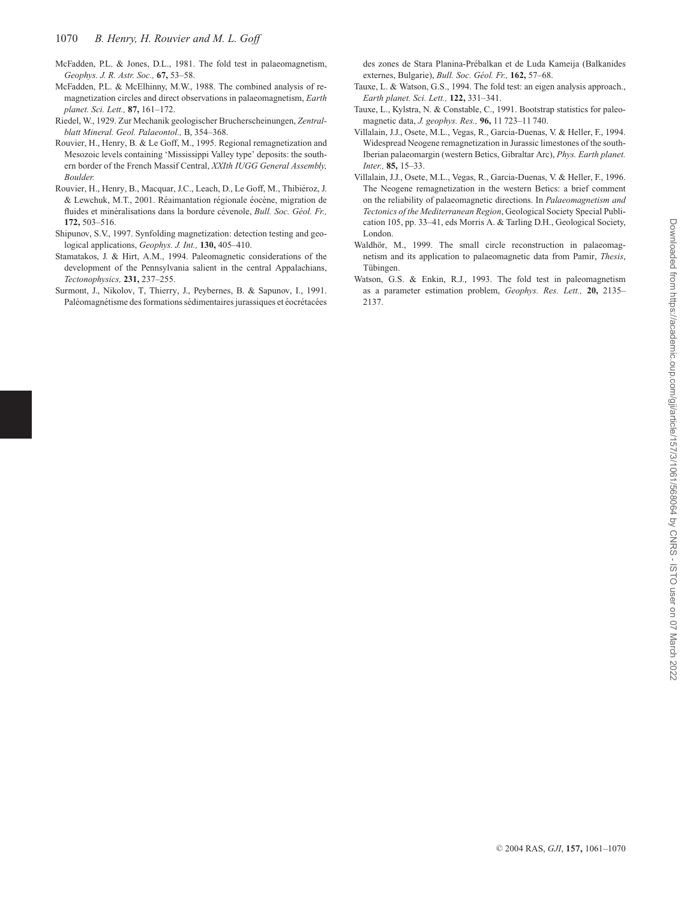McFadden, P.L. & Jones, D.L., 1981. The fold test in palaeomagnetism, *Geophys. J. R. Astr. Soc.,* **67,** 53–58.

McFadden, P.L. & McElhinny, M.W., 1988. The combined analysis of remagnetization circles and direct observations in palaeomagnetism, *Earth planet. Sci. Lett.,* **87,** 161–172.

Riedel, W., 1929. Zur Mechanik geologischer Brucherscheinungen, *Zentralblatt Mineral. Geol. Palaeontol.,* B, 354–368.

Rouvier, H., Henry, B. & Le Goff, M., 1995. Regional remagnetization and Mesozoic levels containing 'Mississippi Valley type' deposits: the southern border of the French Massif Central, *XXIth IUGG General Assembly, Boulder.*

Rouvier, H., Henry, B., Macquar, J.C., Leach, D., Le Goff, M., Thibiéroz, J. & Lewchuk, M.T., 2001. Réaimantation régionale éocène, migration de fluides et minéralisations dans la bordure cévenole, *Bull. Soc. Géol. Fr.,* **172,** 503–516.

Shipunov, S.V., 1997. Synfolding magnetization: detection testing and geological applications, *Geophys. J. Int.,* **130,** 405–410.

Stamatakos, J. & Hirt, A.M., 1994. Paleomagnetic considerations of the development of the Pennsylvania salient in the central Appalachians, *Tectonophysics,* **231,** 237–255.

Surmont, J., Nikolov, T, Thierry, J., Peybernes, B. & Sapunov, I., 1991. Paléomagnétisme des formations sédimentaires jurassiques et éocrétacées des zones de Stara Planina-Prébalkan et de Luda Kameija (Balkanides externes, Bulgarie), *Bull. Soc. Géol. Fr.,* **162,** 57–68.

Tauxe, L. & Watson, G.S., 1994. The fold test: an eigen analysis approach., *Earth planet. Sci. Lett.,* **122,** 331–341.

Tauxe, L., Kylstra, N. & Constable, C., 1991. Bootstrap statistics for paleomagnetic data, *J. geophys. Res.,* **96,** 11 723–11 740.

Villalain, J.J., Osete, M.L., Vegas, R., Garcia-Duenas, V. & Heller, F., 1994. Widespread Neogene remagnetization in Jurassic limestones of the south-Iberian palaeomargin (western Betics, Gibraltar Arc), *Phys. Earth planet. Inter.,* **85,** 15–33.

Villalain, J.J., Osete, M.L., Vegas, R., Garcia-Duenas, V. & Heller, F., 1996. The Neogene remagnetization in the western Betics: a brief comment on the reliability of palaeomagnetic directions. In *Palaeomagnetism and Tectonics of the Mediterranean Region*, Geological Society Special Publication 105, pp. 33–41, eds Morris A. & Tarling D.H., Geological Society, London.

Waldhör, M., 1999. The small circle reconstruction in palaeomagnetism and its application to palaeomagnetic data from Pamir, *Thesis*, Tübingen.

Watson, G.S. & Enkin, R.J., 1993. The fold test in paleomagnetism as a parameter estimation problem, *Geophys. Res. Lett.,* **20,** 2135–2137.